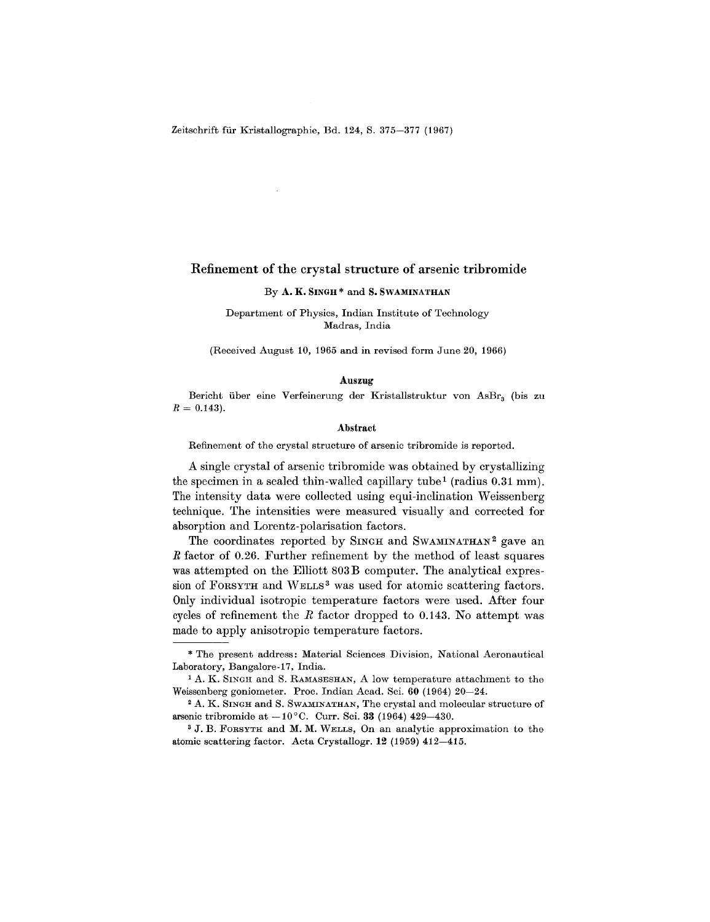# Refinement of the crystal structure of arsenic tribromide

By **A. K. Singh*** and **S. Swaminathan**

Department of Physics, Indian Institute of Technology
Madras, India

(Received August 10, 1965 and in revised form June 20, 1966)

### Auszug

Bericht über eine Verfeinerung der Kristallstruktur von $AsBr_3$ (bis zu $R = 0.143$).

### Abstract

Refinement of the crystal structure of arsenic tribromide is reported.

A single crystal of arsenic tribromide was obtained by crystallizing the specimen in a sealed thin-walled capillary tube[1] (radius 0.31 mm). The intensity data were collected using equi-inclination Weissenberg technique. The intensities were measured visually and corrected for absorption and Lorentz-polarisation factors.

The coordinates reported by Singh and Swaminathan[2] gave an $R$ factor of 0.26. Further refinement by the method of least squares was attempted on the Elliott 803B computer. The analytical expression of Forsyth and Wells[3] was used for atomic scattering factors. Only individual isotropic temperature factors were used. After four cycles of refinement the $R$ factor dropped to 0.143. No attempt was made to apply anisotropic temperature factors.

---

\* The present address: Material Sciences Division, National Aeronautical Laboratory, Bangalore-17, India.

[1] A. K. Singh and S. Ramaseshan, A low temperature attachment to the Weissenberg goniometer. Proc. Indian Acad. Sci. 60 (1964) 20—24.

[2] A. K. Singh and S. Swaminathan, The crystal and molecular structure of arsenic tribromide at −10 °C. Curr. Sci. 33 (1964) 429—430.

[3] J. B. Forsyth and M. M. Wells, On an analytic approximation to the atomic scattering factor. Acta Crystallogr. 12 (1959) 412—415.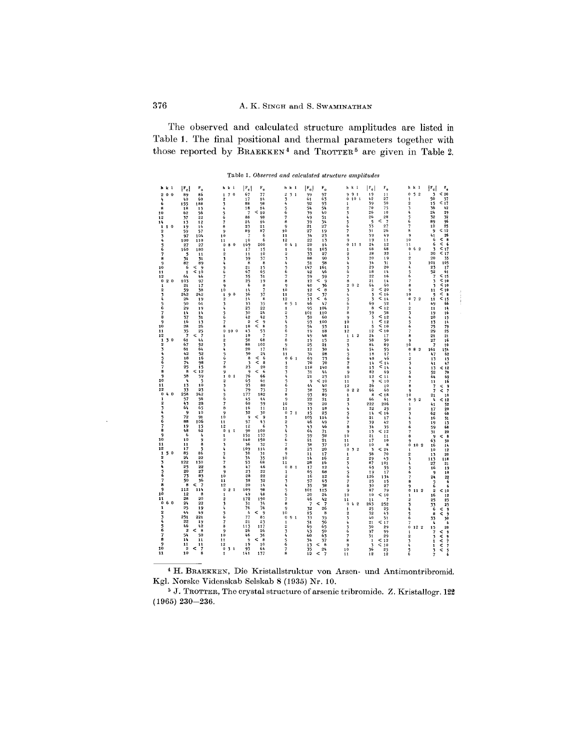The observed and calculated structure amplitudes are listed in Table 1. The final positional and thermal parameters together with those reported by BRAEKKEN[4] and TROTTER[5] are given in Table 2.

Table 1. *Observed and calculated structure amplitudes*

| h k l | $\|F_c\|$ | $F_o$ |
|---|---|---|
| 2 0 0 | 89 | 86 |
| 4 | 40 | 60 |
| 6 | 155 | 188 |
| 8 | 18 | 13 |
| 10 | 62 | 56 |
| 12 | 37 | 22 |
| 14 | 13 | 12 |
| 1 1 0 | 19 | 16 |
| 2 | 59 | 57 |
| 3 | 97 | 104 |
| 4 | 100 | 110 |
| 5 | 27 | 27 |
| 6 | 160 | 180 |
| 7 | 5 | 11 |
| 8 | 31 | 31 |
| 9 | 82 | 89 |
| 10 | 6 | < 9 |
| 11 | 1 | < 10 |
| 12 | 64 | 46 |
| 0 2 0 | 103 | 97 |
| 1 | 21 | 17 |
| 2 | 59 | 38 |
| 3 | 242 | 242 |
| 4 | 26 | 19 |
| 5 | 50 | 61 |
| 6 | 29 | 19 |
| 7 | 14 | 14 |
| 8 | 37 | 31 |
| 9 | 16 | 13 |
| 10 | 28 | 26 |
| 11 | 35 | 25 |
| 12 | 7 | < 7 |
| 1 3 0 | 61 | 44 |
| 2 | 67 | 52 |
| 3 | 61 | 64 |
| 4 | 42 | 52 |
| 5 | 18 | 16 |
| 6 | 74 | 98 |
| 7 | 25 | 15 |
| 8 | 8 | < 12 |
| 9 | 58 | 59 |
| 10 | 4 | 5 |
| 11 | 13 | 10 |
| 12 | 33 | 23 |
| 0 4 0 | 258 | 242 |
| 1 | 57 | 56 |
| 2 | 43 | 28 |
| 3 | 64 | 65 |
| 4 | 9 | 10 |
| 5 | 72 | 91 |
| 6 | 88 | 106 |
| 7 | 19 | 15 |
| 8 | 48 | 62 |
| 9 | 6 | 4 |
| 10 | 10 | 9 |
| 11 | 11 | 8 |
| 12 | 17 | 5 |
| 1 5 0 | 85 | 86 |
| 2 | 24 | 22 |
| 3 | 122 | 130 |
| 4 | 25 | 22 |
| 5 | 20 | 27 |
| 6 | 73 | 83 |
| 7 | 50 | 36 |
| 8 | 8 | < 7 |
| 9 | 112 | 114 |
| 10 | 12 | 8 |
| 11 | 28 | 20 |
| 0 6 0 | 24 | 22 |
| 1 | 25 | 19 |
| 2 | 44 | 49 |
| 3 | 251 | 221 |
| 4 | 22 | 19 |
| 5 | 46 | 42 |
| 6 | 2 | < 8 |
| 7 | 54 | 50 |
| 8 | 14 | 11 |
| 9 | 11 | 11 |
| 10 | 2 | < 7 |
| 11 | 10 | 8 |
| 1 7 0 | 67 | 77 |
| 2 | 17 | 14 |
| 3 | 88 | 98 |
| 4 | 18 | 14 |
| 5 | 7 | < 10 |
| 6 | 88 | 98 |
| 7 | 24 | 16 |
| 8 | 23 | 21 |
| 9 | 89 | 87 |
| 10 | 7 | 6 |
| 11 | 10 | 6 |
| 0 8 0 | 169 | 200 |
| 1 | 17 | 15 |
| 2 | 11 | 10 |
| 3 | 39 | 37 |
| 4 | 8 | 8 |
| 5 | 21 | 15 |
| 6 | 67 | 65 |
| 7 | 35 | 31 |
| 8 | 25 | 19 |
| 9 | 6 | 8 |
| 10 | 14 | 7 |
| 1 9 0 | 36 | 37 |
| 2 | 14 | 8 |
| 3 | 33 | 35 |
| 4 | 25 | 22 |
| 5 | 30 | 24 |
| 6 | 42 | 42 |
| 7 | 2 | < 9 |
| 8 | 10 | < 8 |
| 0 10 0 | 43 | 53 |
| 1 | 10 | 7 |
| 2 | 58 | 68 |
| 3 | 88 | 102 |
| 4 | 20 | 17 |
| 5 | 30 | 24 |
| 6 | 8 | < 6 |
| 7 | 3 | < 8 |
| 8 | 23 | 20 |
| 9 | 9 | < 6 |
| 1 0 1 | 76 | 66 |
| 2 | 65 | 61 |
| 3 | 93 | 80 |
| 4 | 79 | 73 |
| 5 | 177 | 182 |
| 6 | 45 | 44 |
| 7 | 60 | 59 |
| 8 | 16 | 11 |
| 9 | 32 | 30 |
| 10 | 9 | < 9 |
| 11 | 57 | 43 |
| 12 | 12 | 6 |
| 0 1 1 | 90 | 100 |
| 1 | 151 | 137 |
| 2 | 140 | 150 |
| 3 | 36 | 32 |
| 4 | 109 | 114 |
| 5 | 30 | 31 |
| 6 | 34 | 35 |
| 7 | 53 | 68 |
| 8 | 47 | 46 |
| 9 | 23 | 22 |
| 10 | 28 | 22 |
| 11 | 38 | 32 |
| 12 | 20 | 14 |
| 0 2 1 | 109 | 98 |
| 1 | 49 | 48 |
| 2 | 172 | 190 |
| 3 | 31 | 34 |
| 4 | 76 | 76 |
| 5 | 4 | < 9 |
| 6 | 77 | 85 |
| 7 | 21 | 23 |
| 8 | 113 | 117 |
| 9 | 26 | 26 |
| 10 | 46 | 36 |
| 11 | 9 | < 8 |
| 12 | 19 | 10 |
| 0 3 1 | 93 | 64 |
| 1 | 141 | 137 |
| 2 3 1 | 99 | 97 |
| 3 | 61 | 63 |
| 4 | 92 | 93 |
| 5 | 54 | 54 |
| 6 | 39 | 40 |
| 7 | 49 | 51 |
| 8 | 39 | 34 |
| 9 | 21 | 27 |
| 10 | 27 | 19 |
| 11 | 34 | 23 |
| 12 | 22 | 13 |
| 0 4 1 | 20 | 14 |
| 1 | 91 | 103 |
| 2 | 33 | 27 |
| 3 | 88 | 90 |
| 4 | 51 | 58 |
| 5 | 147 | 161 |
| 6 | 42 | 46 |
| 7 | 59 | 59 |
| 8 | 12 | < 9 |
| 9 | 40 | 36 |
| 10 | 12 | < 8 |
| 11 | 52 | 37 |
| 12 | 13 | < 6 |
| 0 5 1 | 46 | 47 |
| 1 | 95 | 104 |
| 2 | 101 | 110 |
| 3 | 50 | 60 |
| 4 | 93 | 100 |
| 5 | 54 | 53 |
| 6 | 19 | 18 |
| 7 | 49 | 48 |
| 8 | 19 | 15 |
| 9 | 25 | 21 |
| 10 | 12 | 30 |
| 11 | 34 | 28 |
| 0 6 1 | 69 | 73 |
| 1 | 70 | 70 |
| 2 | 118 | 140 |
| 3 | 31 | 44 |
| 4 | 21 | 23 |
| 5 | 9 | < 10 |
| 6 | 44 | 40 |
| 7 | 38 | 35 |
| 8 | 93 | 89 |
| 9 | 22 | 21 |
| 10 | 39 | 20 |
| 11 | 15 | 18 |
| 0 7 1 | 15 | 23 |
| 1 | 105 | 114 |
| 2 | 46 | 49 |
| 3 | 43 | 46 |
| 4 | 64 | 71 |
| 5 | 59 | 58 |
| 6 | 21 | 21 |
| 7 | 38 | 37 |
| 8 | 23 | 20 |
| 9 | 11 | 17 |
| 10 | 14 | 16 |
| 11 | 28 | 16 |
| 0 8 1 | 17 | 12 |
| 1 | 65 | 68 |
| 2 | 16 | 12 |
| 3 | 57 | 63 |
| 4 | 35 | 38 |
| 5 | 101 | 115 |
| 6 | 20 | 24 |
| 7 | 46 | 42 |
| 8 | 7 | < 7 |
| 9 | 32 | 26 |
| 10 | 15 | 8 |
| 0 9 1 | 33 | 35 |
| 1 | 51 | 56 |
| 2 | 69 | 65 |
| 3 | 43 | 50 |
| 4 | 60 | 63 |
| 5 | 34 | 37 |
| 6 | 13 | < 8 |
| 7 | 35 | 24 |
| 8 | 12 | < 7 |
| 9 9 1 | 19 | 11 |
| 0 10 1 | 42 | 27 |
| 1 | 39 | 30 |
| 2 | 70 | 75 |
| 3 | 26 | 10 |
| 4 | 26 | 28 |
| 5 | 5 | < 7 |
| 6 | 33 | 27 |
| 7 | 31 | 26 |
| 8 | 59 | 49 |
| 9 | 19 | 11 |
| 0 11 1 | 24 | 12 |
| 1 | 68 | 68 |
| 2 | 28 | 22 |
| 3 | 20 | 19 |
| 4 | 34 | 31 |
| 5 | 29 | 20 |
| 6 | 18 | 14 |
| 7 | 22 | 16 |
| 8 | 21 | 14 |
| 2 0 2 | 64 | 60 |
| 3 | 2 | < 20 |
| 4 | 3 | < 16 |
| 5 | 3 | < 14 |
| 6 | 69 | 52 |
| 7 | 8 | < 12 |
| 8 | 59 | 58 |
| 9 | 3 | < 12 |
| 10 | 1 | < 12 |
| 11 | 5 | < 10 |
| 12 | 12 | < 10 |
| 1 1 2 | 24 | 17 |
| 2 | 58 | 50 |
| 3 | 84 | 89 |
| 4 | 54 | 55 |
| 5 | 18 | 17 |
| 6 | 48 | 46 |
| 7 | 14 | < 14 |
| 8 | 13 | < 14 |
| 9 | 82 | 69 |
| 10 | 12 | < 11 |
| 11 | 9 | < 10 |
| 12 | 26 | 10 |
| 0 2 2 | 66 | 60 |
| 1 | 8 | < 18 |
| 2 | 66 | 61 |
| 3 | 222 | 206 |
| 4 | 22 | 25 |
| 5 | 14 | < 16 |
| 6 | 21 | 17 |
| 7 | 39 | 42 |
| 8 | 34 | 35 |
| 9 | 13 | < 12 |
| 10 | 21 | 11 |
| 11 | 17 | 10 |
| 12 | 10 | 8 |
| 0 3 2 | 3 | < 24 |
| 1 | 58 | 70 |
| 2 | 29 | 45 |
| 3 | 87 | 101 |
| 4 | 63 | 55 |
| 5 | 19 | 17 |
| 6 | 126 | 134 |
| 7 | 23 | 15 |
| 8 | 30 | 27 |
| 9 | 87 | 79 |
| 10 | 10 | < 10 |
| 11 | 11 | 7 |
| 0 4 2 | 263 | 252 |
| 1 | 25 | 25 |
| 2 | 32 | 43 |
| 3 | 40 | 51 |
| 4 | 21 | < 17 |
| 5 | 30 | 29 |
| 6 | 97 | 99 |
| 7 | 31 | 29 |
| 8 | 1 | < 12 |
| 9 | 3 | < 10 |
| 10 | 36 | 25 |
| 11 | 12 | 12 |
| 0 5 2 | 3 | < 20 |
| 1 | 50 | 57 |
| 2 | 15 | < 17 |
| 3 | 36 | 42 |
| 4 | 24 | 29 |
| 5 | 32 | 32 |
| 6 | 89 | 96 |
| 7 | 12 | 25 |
| 8 | 9 | < 12 |
| 9 | 41 | 26 |
| 10 | 6 | < 8 |
| 11 | 6 | < 6 |
| 0 6 2 | 3 | < 17 |
| 1 | 20 | < 17 |
| 2 | 20 | 35 |
| 3 | 101 | 105 |
| 4 | 23 | 17 |
| 5 | 52 | 61 |
| 6 | 7 | < 15 |
| 7 | 3 | < 10 |
| 8 | 3 | < 10 |
| 9 | 11 | < 10 |
| 10 | 5 | < 8 |
| 0 7 2 | 11 | < 15 |
| 1 | 49 | 66 |
| 2 | 11 | 14 |
| 3 | 19 | 16 |
| 4 | 20 | 15 |
| 5 | 13 | 14 |
| 6 | 75 | 79 |
| 7 | 29 | 25 |
| 8 | 21 | 21 |
| 9 | 27 | 16 |
| 10 | 7 | 10 |
| 0 8 2 | 161 | 154 |
| 1 | 47 | 62 |
| 2 | 13 | 13 |
| 3 | 41 | 47 |
| 4 | 13 | < 12 |
| 5 | 52 | 70 |
| 6 | 64 | 69 |
| 7 | 11 | 16 |
| 8 | 7 | < 9 |
| 9 | 7 | < 7 |
| 10 | 21 | 10 |
| 0 9 2 | 4 | < 12 |
| 1 | 41 | 52 |
| 2 | 17 | 20 |
| 3 | 62 | 60 |
| 4 | 16 | 31 |
| 5 | 19 | 13 |
| 6 | 59 | 68 |
| 7 | 31 | 20 |
| 8 | 9 | < 8 |
| 9 | 63 | 50 |
| 0 10 2 | 16 | 14 |
| 1 | 10 | 12 |
| 2 | 13 | 20 |
| 3 | 113 | 118 |
| 4 | 27 | 21 |
| 5 | 16 | 19 |
| 6 | 9 | 10 |
| 7 | 24 | 22 |
| 8 | 5 | 6 |
| 9 | 6 | 6 |
| 0 11 2 | 2 | < 10 |
| 1 | 16 | 12 |
| 2 | 25 | 23 |
| 3 | 33 | 21 |
| 4 | 6 | < 9 |
| 5 | 8 | < 9 |
| 6 | 33 | 30 |
| 7 | 4 | 6 |
| 0 12 2 | 15 | 20 |
| 1 | 7 | < 9 |
| 2 | 3 | < 9 |
| 3 | 1 | < 7 |
| 4 | 1 | < 7 |
| 5 | 3 | < 5 |
| 6 | 7 | 6 |

[4] H. BRAEKKEN, Die Kristallstruktur von Arsen- und Antimontribromid. Kgl. Norske Videnskab Selskab 8 (1935) Nr. 10.

[5] J. TROTTER, The crystal structure of arsenic tribromide. Z. Kristallogr. 122 (1965) 230–236.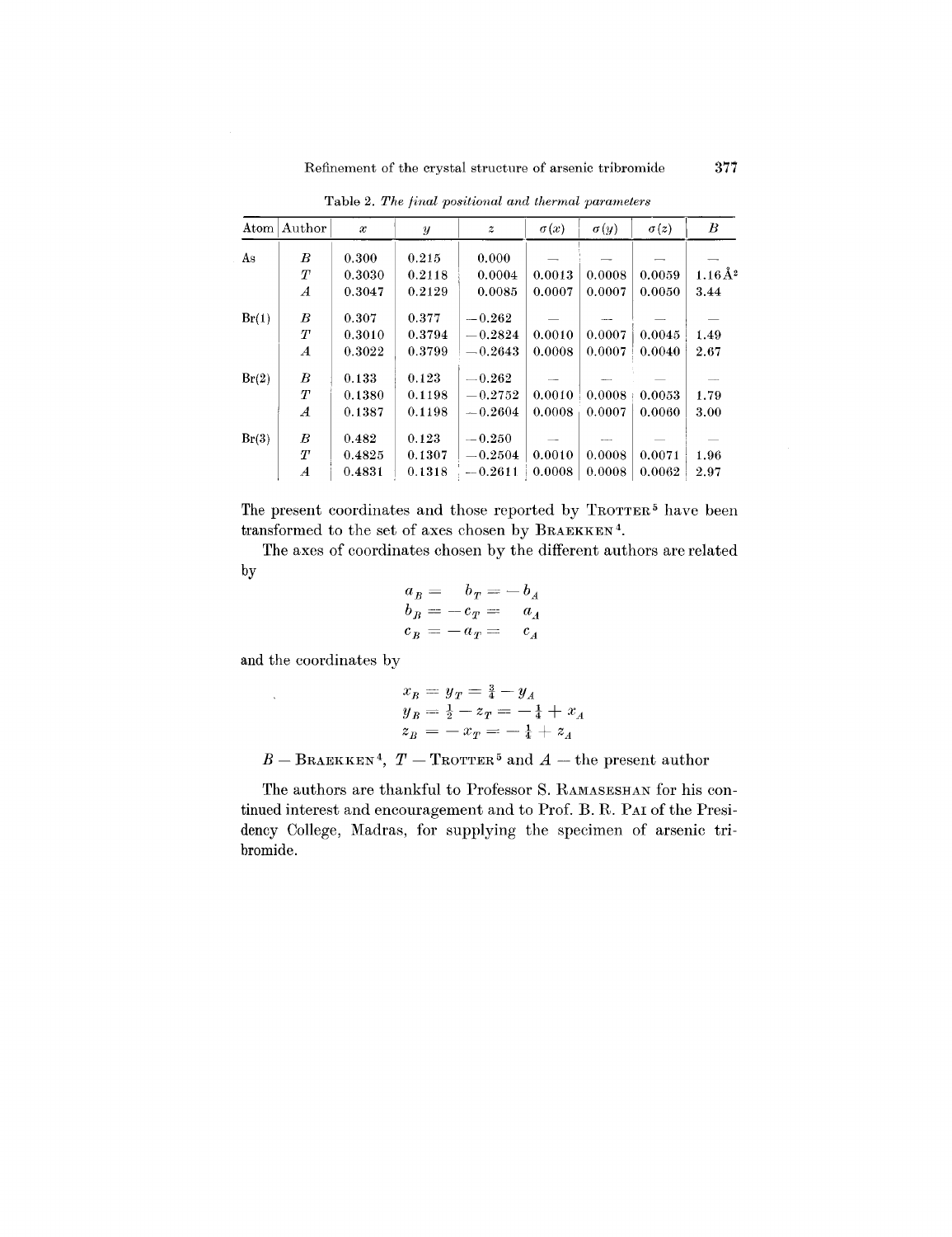Table 2. *The final positional and thermal parameters*

| Atom | Author | $x$ | $y$ | $z$ | $\sigma(x)$ | $\sigma(y)$ | $\sigma(z)$ | $B$ |
|---|---|---|---|---|---|---|---|---|
| As | $B$ | 0.300 | 0.215 | 0.000 | — | — | — | — |
| | $T$ | 0.3030 | 0.2118 | 0.0004 | 0.0013 | 0.0008 | 0.0059 | 1.16 Å$^2$ |
| | $A$ | 0.3047 | 0.2129 | 0.0085 | 0.0007 | 0.0007 | 0.0050 | 3.44 |
| Br(1) | $B$ | 0.307 | 0.377 | −0.262 | — | — | — | — |
| | $T$ | 0.3010 | 0.3794 | −0.2824 | 0.0010 | 0.0007 | 0.0045 | 1.49 |
| | $A$ | 0.3022 | 0.3799 | −0.2643 | 0.0008 | 0.0007 | 0.0040 | 2.67 |
| Br(2) | $B$ | 0.133 | 0.123 | −0.262 | — | — | — | — |
| | $T$ | 0.1380 | 0.1198 | −0.2752 | 0.0010 | 0.0008 | 0.0053 | 1.79 |
| | $A$ | 0.1387 | 0.1198 | −0.2604 | 0.0008 | 0.0007 | 0.0060 | 3.00 |
| Br(3) | $B$ | 0.482 | 0.123 | −0.250 | — | — | — | — |
| | $T$ | 0.4825 | 0.1307 | −0.2504 | 0.0010 | 0.0008 | 0.0071 | 1.96 |
| | $A$ | 0.4831 | 0.1318 | −0.2611 | 0.0008 | 0.0008 | 0.0062 | 2.97 |

The present coordinates and those reported by TROTTER[5] have been transformed to the set of axes chosen by BRAEKKEN[4].

The axes of coordinates chosen by the different authors are related by

$$
\begin{aligned}
a_B &= \phantom{-}b_T = -b_A \\
b_B &= -c_T = \phantom{-}a_A \\
c_B &= -a_T = \phantom{-}c_A
\end{aligned}
$$

and the coordinates by

$$
\begin{aligned}
x_B &= y_T = \tfrac{3}{4} - y_A \\
y_B &= \tfrac{1}{2} - z_T = -\tfrac{1}{4} + x_A \\
z_B &= -x_T = -\tfrac{1}{4} + z_A
\end{aligned}
$$

$B$ — BRAEKKEN[4], $T$ — TROTTER[5] and $A$ — the present author

The authors are thankful to Professor S. RAMASESHAN for his continued interest and encouragement and to Prof. B. R. PAI of the Presidency College, Madras, for supplying the specimen of arsenic tribromide.